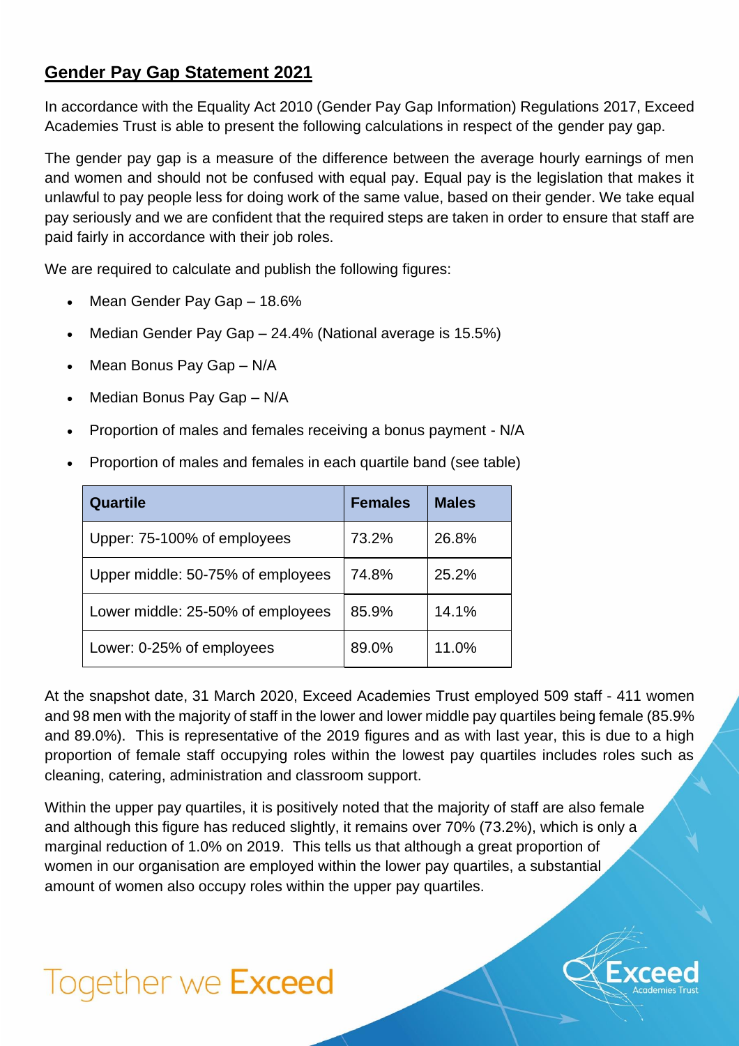## Gender Pay Gap Statement 2021

In accordance with the Equality Act 2010 (Gender Pay Gap Information) Regulations 2017, Exceed Academies Trust is able to present the following calculations in respect of the gender pay gap.

The gender pay gap is a measure of the difference between the average hourly earnings of men and women and should not be confused with equal pay. Equal pay is the legislation that makes it unlawful to pay people less for doing work of the same value, based on their gender. We take equal pay seriously and we are confident that the required steps are taken in order to ensure that staff are paid fairly in accordance with their job roles.

We are required to calculate and publish the following figures:

- Mean Gender Pay Gap – 18.6%
- Median Gender Pay Gap – 24.4% (National average is 15.5%)
- Mean Bonus Pay Gap – N/A
- Median Bonus Pay Gap – N/A
- Proportion of males and females receiving a bonus payment - N/A
- Proportion of males and females in each quartile band (see table)

| Quartile | Females | Males |
|---|---|---|
| Upper: 75-100% of employees | 73.2% | 26.8% |
| Upper middle: 50-75% of employees | 74.8% | 25.2% |
| Lower middle: 25-50% of employees | 85.9% | 14.1% |
| Lower: 0-25% of employees | 89.0% | 11.0% |

At the snapshot date, 31 March 2020, Exceed Academies Trust employed 509 staff - 411 women and 98 men with the majority of staff in the lower and lower middle pay quartiles being female (85.9% and 89.0%). This is representative of the 2019 figures and as with last year, this is due to a high proportion of female staff occupying roles within the lowest pay quartiles includes roles such as cleaning, catering, administration and classroom support.

Within the upper pay quartiles, it is positively noted that the majority of staff are also female and although this figure has reduced slightly, it remains over 70% (73.2%), which is only a marginal reduction of 1.0% on 2019. This tells us that although a great proportion of women in our organisation are employed within the lower pay quartiles, a substantial amount of women also occupy roles within the upper pay quartiles.

Together we Exceed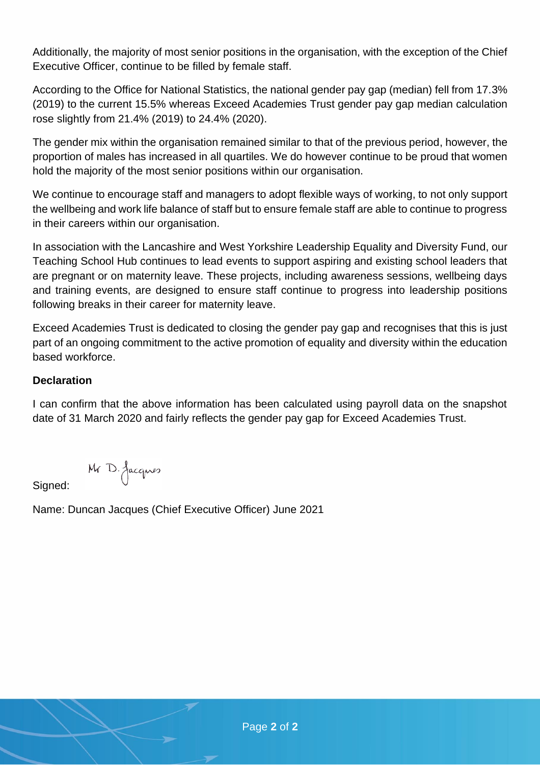Additionally, the majority of most senior positions in the organisation, with the exception of the Chief Executive Officer, continue to be filled by female staff.

According to the Office for National Statistics, the national gender pay gap (median) fell from 17.3% (2019) to the current 15.5% whereas Exceed Academies Trust gender pay gap median calculation rose slightly from 21.4% (2019) to 24.4% (2020).

The gender mix within the organisation remained similar to that of the previous period, however, the proportion of males has increased in all quartiles. We do however continue to be proud that women hold the majority of the most senior positions within our organisation.

We continue to encourage staff and managers to adopt flexible ways of working, to not only support the wellbeing and work life balance of staff but to ensure female staff are able to continue to progress in their careers within our organisation.

In association with the Lancashire and West Yorkshire Leadership Equality and Diversity Fund, our Teaching School Hub continues to lead events to support aspiring and existing school leaders that are pregnant or on maternity leave. These projects, including awareness sessions, wellbeing days and training events, are designed to ensure staff continue to progress into leadership positions following breaks in their career for maternity leave.

Exceed Academies Trust is dedicated to closing the gender pay gap and recognises that this is just part of an ongoing commitment to the active promotion of equality and diversity within the education based workforce.

**Declaration**

I can confirm that the above information has been calculated using payroll data on the snapshot date of 31 March 2020 and fairly reflects the gender pay gap for Exceed Academies Trust.

Signed: Mr D. Jacques

Name: Duncan Jacques (Chief Executive Officer) June 2021